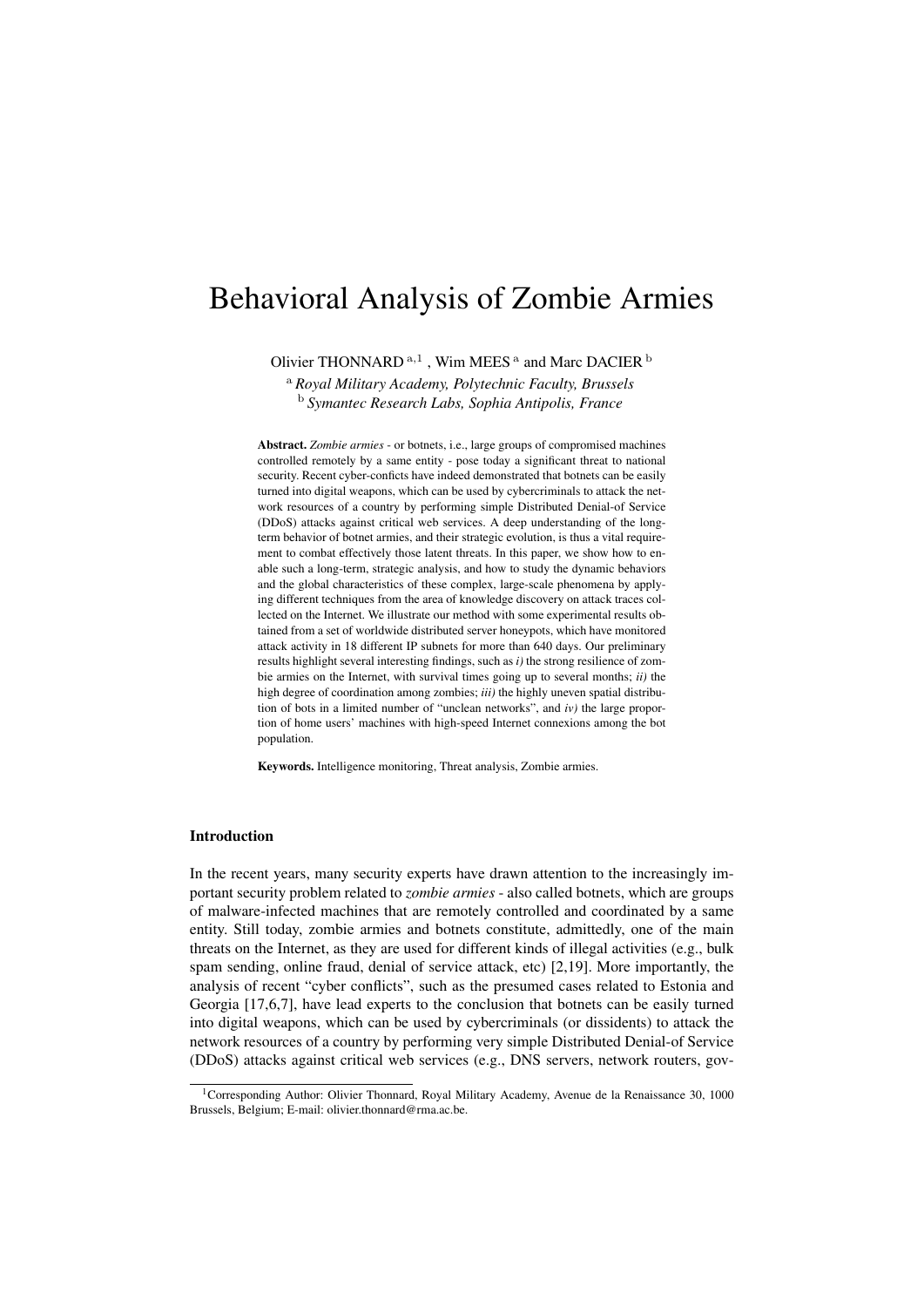# Behavioral Analysis of Zombie Armies

Olivier THONNARD [a,1] , Wim MEES [a] and Marc DACIER [b]

[a] *Royal Military Academy, Polytechnic Faculty, Brussels*
[b] *Symantec Research Labs, Sophia Antipolis, France*

**Abstract.** *Zombie armies* - or botnets, i.e., large groups of compromised machines controlled remotely by a same entity - pose today a significant threat to national security. Recent cyber-conficts have indeed demonstrated that botnets can be easily turned into digital weapons, which can be used by cybercriminals to attack the network resources of a country by performing simple Distributed Denial-of Service (DDoS) attacks against critical web services. A deep understanding of the long-term behavior of botnet armies, and their strategic evolution, is thus a vital requirement to combat effectively those latent threats. In this paper, we show how to enable such a long-term, strategic analysis, and how to study the dynamic behaviors and the global characteristics of these complex, large-scale phenomena by applying different techniques from the area of knowledge discovery on attack traces collected on the Internet. We illustrate our method with some experimental results obtained from a set of worldwide distributed server honeypots, which have monitored attack activity in 18 different IP subnets for more than 640 days. Our preliminary results highlight several interesting findings, such as *i)* the strong resilience of zombie armies on the Internet, with survival times going up to several months; *ii)* the high degree of coordination among zombies; *iii)* the highly uneven spatial distribution of bots in a limited number of "unclean networks", and *iv)* the large proportion of home users' machines with high-speed Internet connexions among the bot population.

**Keywords.** Intelligence monitoring, Threat analysis, Zombie armies.

## Introduction

In the recent years, many security experts have drawn attention to the increasingly important security problem related to *zombie armies* - also called botnets, which are groups of malware-infected machines that are remotely controlled and coordinated by a same entity. Still today, zombie armies and botnets constitute, admittedly, one of the main threats on the Internet, as they are used for different kinds of illegal activities (e.g., bulk spam sending, online fraud, denial of service attack, etc) [2,19]. More importantly, the analysis of recent "cyber conflicts", such as the presumed cases related to Estonia and Georgia [17,6,7], have lead experts to the conclusion that botnets can be easily turned into digital weapons, which can be used by cybercriminals (or dissidents) to attack the network resources of a country by performing very simple Distributed Denial-of Service (DDoS) attacks against critical web services (e.g., DNS servers, network routers, gov-

[1]Corresponding Author: Olivier Thonnard, Royal Military Academy, Avenue de la Renaissance 30, 1000 Brussels, Belgium; E-mail: olivier.thonnard@rma.ac.be.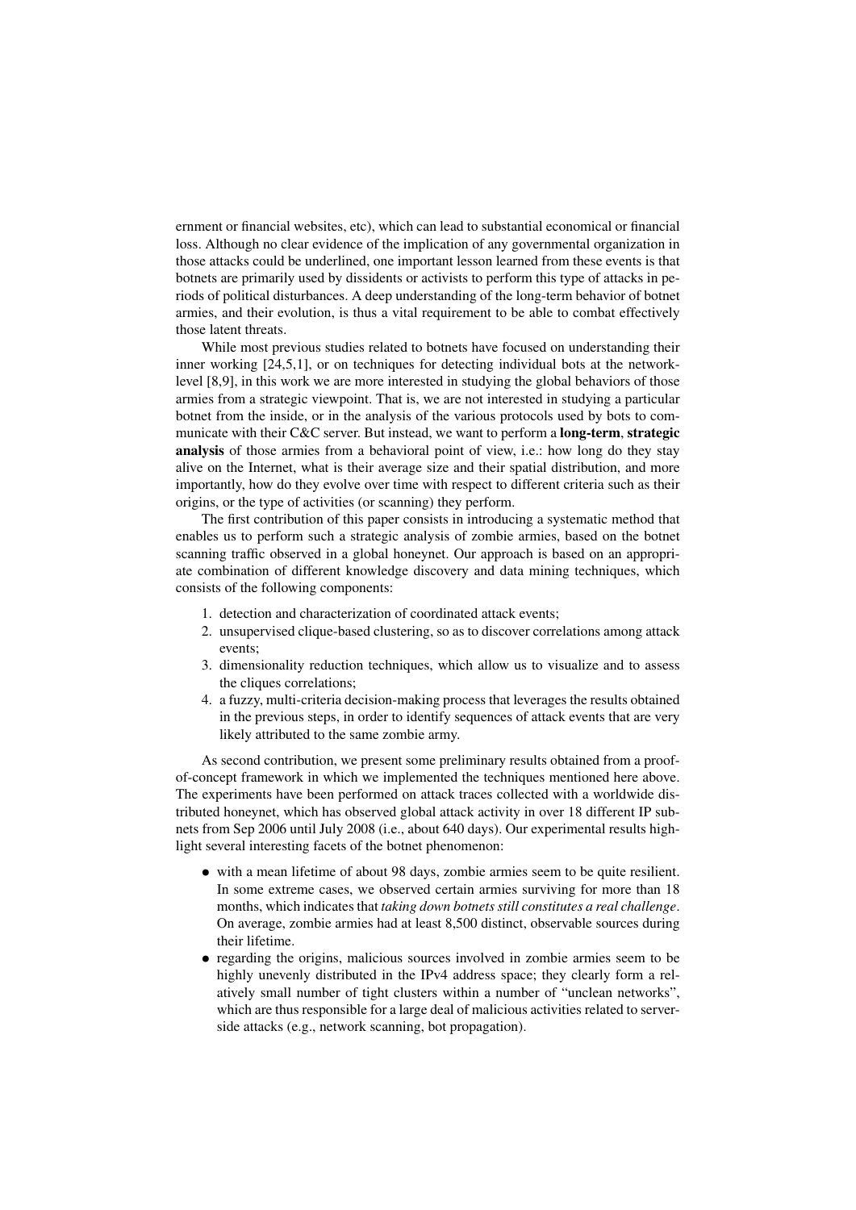ernment or financial websites, etc), which can lead to substantial economical or financial loss. Although no clear evidence of the implication of any governmental organization in those attacks could be underlined, one important lesson learned from these events is that botnets are primarily used by dissidents or activists to perform this type of attacks in periods of political disturbances. A deep understanding of the long-term behavior of botnet armies, and their evolution, is thus a vital requirement to be able to combat effectively those latent threats.

While most previous studies related to botnets have focused on understanding their inner working [24,5,1], or on techniques for detecting individual bots at the network-level [8,9], in this work we are more interested in studying the global behaviors of those armies from a strategic viewpoint. That is, we are not interested in studying a particular botnet from the inside, or in the analysis of the various protocols used by bots to communicate with their C&C server. But instead, we want to perform a **long-term**, **strategic analysis** of those armies from a behavioral point of view, i.e.: how long do they stay alive on the Internet, what is their average size and their spatial distribution, and more importantly, how do they evolve over time with respect to different criteria such as their origins, or the type of activities (or scanning) they perform.

The first contribution of this paper consists in introducing a systematic method that enables us to perform such a strategic analysis of zombie armies, based on the botnet scanning traffic observed in a global honeynet. Our approach is based on an appropriate combination of different knowledge discovery and data mining techniques, which consists of the following components:

1. detection and characterization of coordinated attack events;
2. unsupervised clique-based clustering, so as to discover correlations among attack events;
3. dimensionality reduction techniques, which allow us to visualize and to assess the cliques correlations;
4. a fuzzy, multi-criteria decision-making process that leverages the results obtained in the previous steps, in order to identify sequences of attack events that are very likely attributed to the same zombie army.

As second contribution, we present some preliminary results obtained from a proof-of-concept framework in which we implemented the techniques mentioned here above. The experiments have been performed on attack traces collected with a worldwide distributed honeynet, which has observed global attack activity in over 18 different IP subnets from Sep 2006 until July 2008 (i.e., about 640 days). Our experimental results highlight several interesting facets of the botnet phenomenon:

- with a mean lifetime of about 98 days, zombie armies seem to be quite resilient. In some extreme cases, we observed certain armies surviving for more than 18 months, which indicates that *taking down botnets still constitutes a real challenge*. On average, zombie armies had at least 8,500 distinct, observable sources during their lifetime.
- regarding the origins, malicious sources involved in zombie armies seem to be highly unevenly distributed in the IPv4 address space; they clearly form a relatively small number of tight clusters within a number of "unclean networks", which are thus responsible for a large deal of malicious activities related to server-side attacks (e.g., network scanning, bot propagation).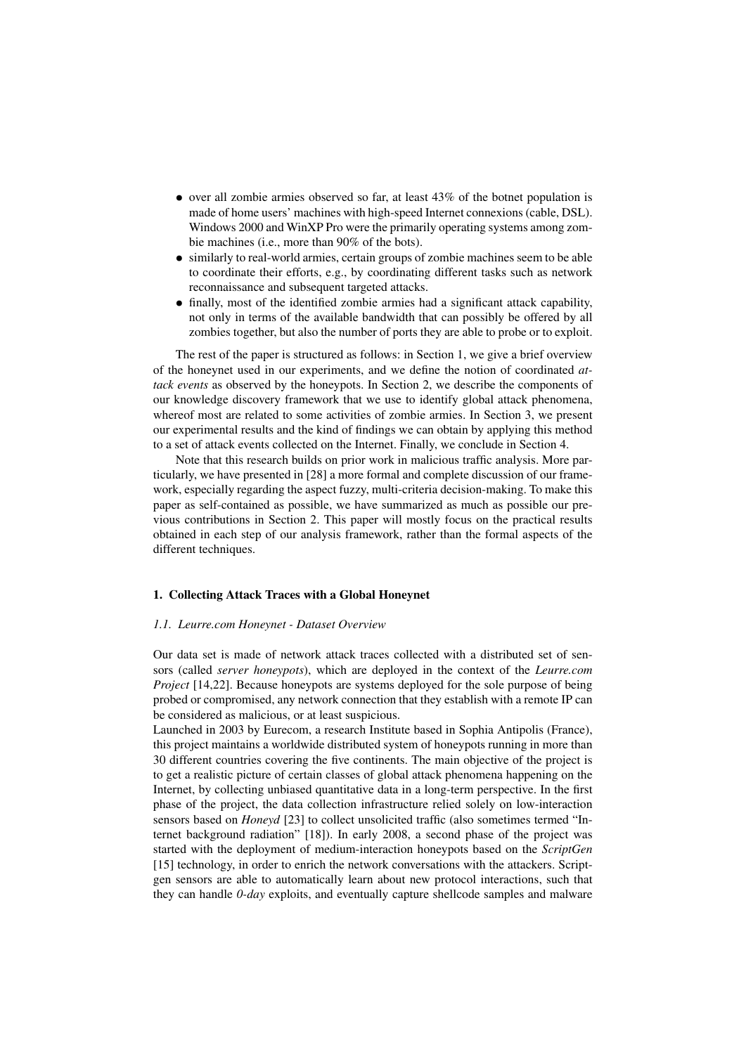- over all zombie armies observed so far, at least 43% of the botnet population is made of home users' machines with high-speed Internet connexions (cable, DSL). Windows 2000 and WinXP Pro were the primarily operating systems among zombie machines (i.e., more than 90% of the bots).
- similarly to real-world armies, certain groups of zombie machines seem to be able to coordinate their efforts, e.g., by coordinating different tasks such as network reconnaissance and subsequent targeted attacks.
- finally, most of the identified zombie armies had a significant attack capability, not only in terms of the available bandwidth that can possibly be offered by all zombies together, but also the number of ports they are able to probe or to exploit.

The rest of the paper is structured as follows: in Section 1, we give a brief overview of the honeynet used in our experiments, and we define the notion of coordinated *attack events* as observed by the honeypots. In Section 2, we describe the components of our knowledge discovery framework that we use to identify global attack phenomena, whereof most are related to some activities of zombie armies. In Section 3, we present our experimental results and the kind of findings we can obtain by applying this method to a set of attack events collected on the Internet. Finally, we conclude in Section 4.

Note that this research builds on prior work in malicious traffic analysis. More particularly, we have presented in [28] a more formal and complete discussion of our framework, especially regarding the aspect fuzzy, multi-criteria decision-making. To make this paper as self-contained as possible, we have summarized as much as possible our previous contributions in Section 2. This paper will mostly focus on the practical results obtained in each step of our analysis framework, rather than the formal aspects of the different techniques.

## 1. Collecting Attack Traces with a Global Honeynet

### 1.1. Leurre.com Honeynet - Dataset Overview

Our data set is made of network attack traces collected with a distributed set of sensors (called *server honeypots*), which are deployed in the context of the *Leurre.com Project* [14,22]. Because honeypots are systems deployed for the sole purpose of being probed or compromised, any network connection that they establish with a remote IP can be considered as malicious, or at least suspicious.

Launched in 2003 by Eurecom, a research Institute based in Sophia Antipolis (France), this project maintains a worldwide distributed system of honeypots running in more than 30 different countries covering the five continents. The main objective of the project is to get a realistic picture of certain classes of global attack phenomena happening on the Internet, by collecting unbiased quantitative data in a long-term perspective. In the first phase of the project, the data collection infrastructure relied solely on low-interaction sensors based on *Honeyd* [23] to collect unsolicited traffic (also sometimes termed "Internet background radiation" [18]). In early 2008, a second phase of the project was started with the deployment of medium-interaction honeypots based on the *ScriptGen* [15] technology, in order to enrich the network conversations with the attackers. Scriptgen sensors are able to automatically learn about new protocol interactions, such that they can handle *0-day* exploits, and eventually capture shellcode samples and malware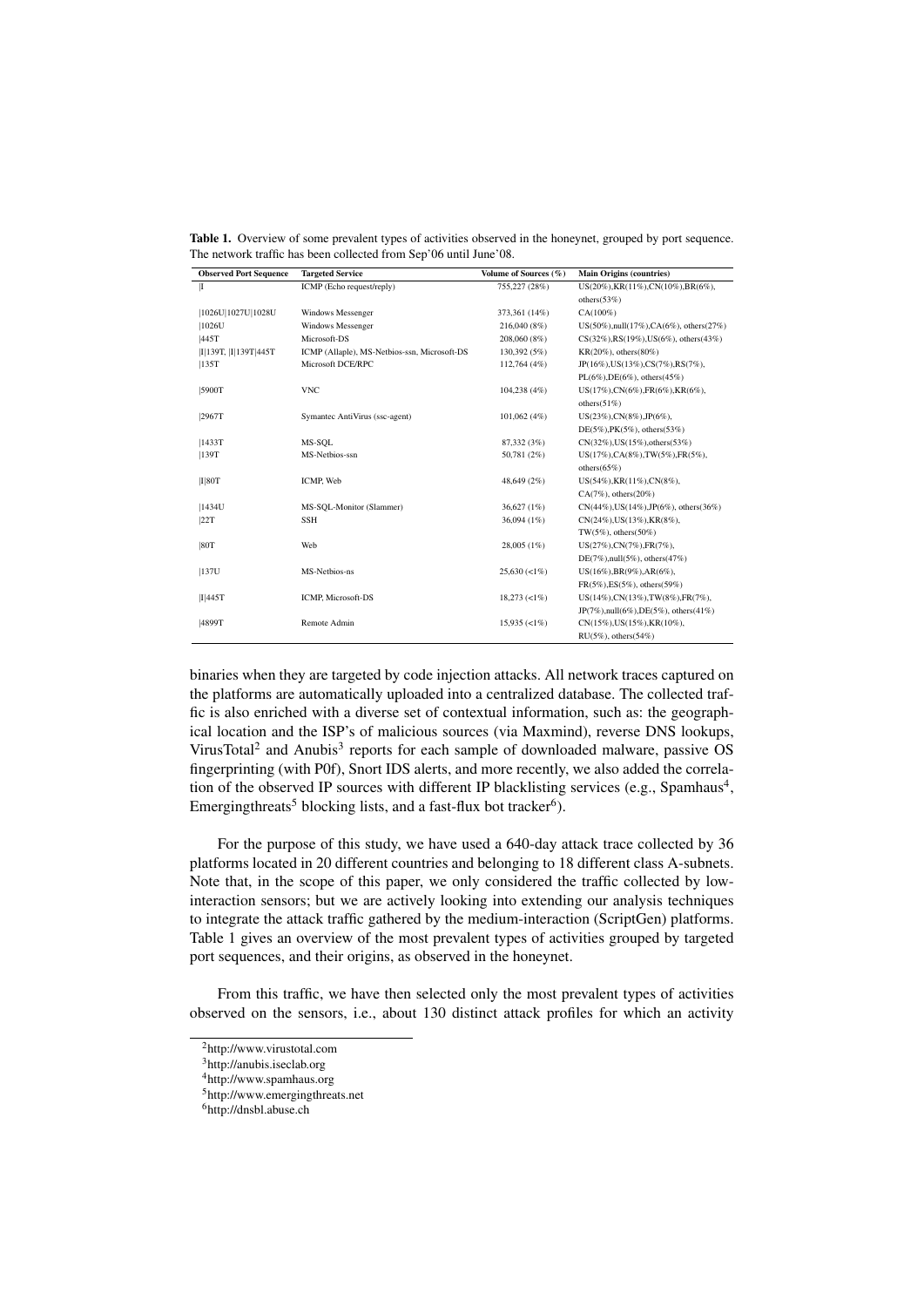**Table 1.** Overview of some prevalent types of activities observed in the honeynet, grouped by port sequence. The network traffic has been collected from Sep'06 until June'08.

| Observed Port Sequence | Targeted Service | Volume of Sources (%) | Main Origins (countries) |
|---|---|---|---|
| \|I | ICMP (Echo request/reply) | 755,227 (28%) | US(20%),KR(11%),CN(10%),BR(6%), others(53%) |
| \|1026U\|1027U\|1028U | Windows Messenger | 373,361 (14%) | CA(100%) |
| \|1026U | Windows Messenger | 216,040 (8%) | US(50%),null(17%),CA(6%), others(27%) |
| \|445T | Microsoft-DS | 208,060 (8%) | CS(32%),RS(19%),US(6%), others(43%) |
| \|I\|139T, \|I\|139T\|445T | ICMP (Allaple), MS-Netbios-ssn, Microsoft-DS | 130,392 (5%) | KR(20%), others(80%) |
| \|135T | Microsoft DCE/RPC | 112,764 (4%) | JP(16%),US(13%),CS(7%),RS(7%), PL(6%),DE(6%), others(45%) |
| \|5900T | VNC | 104,238 (4%) | US(17%),CN(6%),FR(6%),KR(6%), others(51%) |
| \|2967T | Symantec AntiVirus (ssc-agent) | 101,062 (4%) | US(23%),CN(8%),JP(6%), DE(5%),PK(5%), others(53%) |
| \|1433T | MS-SQL | 87,332 (3%) | CN(32%),US(15%),others(53%) |
| \|139T | MS-Netbios-ssn | 50,781 (2%) | US(17%),CA(8%),TW(5%),FR(5%), others(65%) |
| \|I\|80T | ICMP, Web | 48,649 (2%) | US(54%),KR(11%),CN(8%), CA(7%), others(20%) |
| \|1434U | MS-SQL-Monitor (Slammer) | 36,627 (1%) | CN(44%),US(14%),JP(6%), others(36%) |
| \|22T | SSH | 36,094 (1%) | CN(24%),US(13%),KR(8%), TW(5%), others(50%) |
| \|80T | Web | 28,005 (1%) | US(27%),CN(7%),FR(7%), DE(7%),null(5%), others(47%) |
| \|137U | MS-Netbios-ns | 25,630 (<1%) | US(16%),BR(9%),AR(6%), FR(5%),ES(5%), others(59%) |
| \|I\|445T | ICMP, Microsoft-DS | 18,273 (<1%) | US(14%),CN(13%),TW(8%),FR(7%), JP(7%),null(6%),DE(5%), others(41%) |
| \|4899T | Remote Admin | 15,935 (<1%) | CN(15%),US(15%),KR(10%), RU(5%), others(54%) |

binaries when they are targeted by code injection attacks. All network traces captured on the platforms are automatically uploaded into a centralized database. The collected traffic is also enriched with a diverse set of contextual information, such as: the geographical location and the ISP's of malicious sources (via Maxmind), reverse DNS lookups, VirusTotal[2] and Anubis[3] reports for each sample of downloaded malware, passive OS fingerprinting (with P0f), Snort IDS alerts, and more recently, we also added the correlation of the observed IP sources with different IP blacklisting services (e.g., Spamhaus[4], Emergingthreats[5] blocking lists, and a fast-flux bot tracker[6]).

For the purpose of this study, we have used a 640-day attack trace collected by 36 platforms located in 20 different countries and belonging to 18 different class A-subnets. Note that, in the scope of this paper, we only considered the traffic collected by low-interaction sensors; but we are actively looking into extending our analysis techniques to integrate the attack traffic gathered by the medium-interaction (ScriptGen) platforms. Table 1 gives an overview of the most prevalent types of activities grouped by targeted port sequences, and their origins, as observed in the honeynet.

From this traffic, we have then selected only the most prevalent types of activities observed on the sensors, i.e., about 130 distinct attack profiles for which an activity

[2] http://www.virustotal.com

[3] http://anubis.iseclab.org

[4] http://www.spamhaus.org

[5] http://www.emergingthreats.net

[6] http://dnsbl.abuse.ch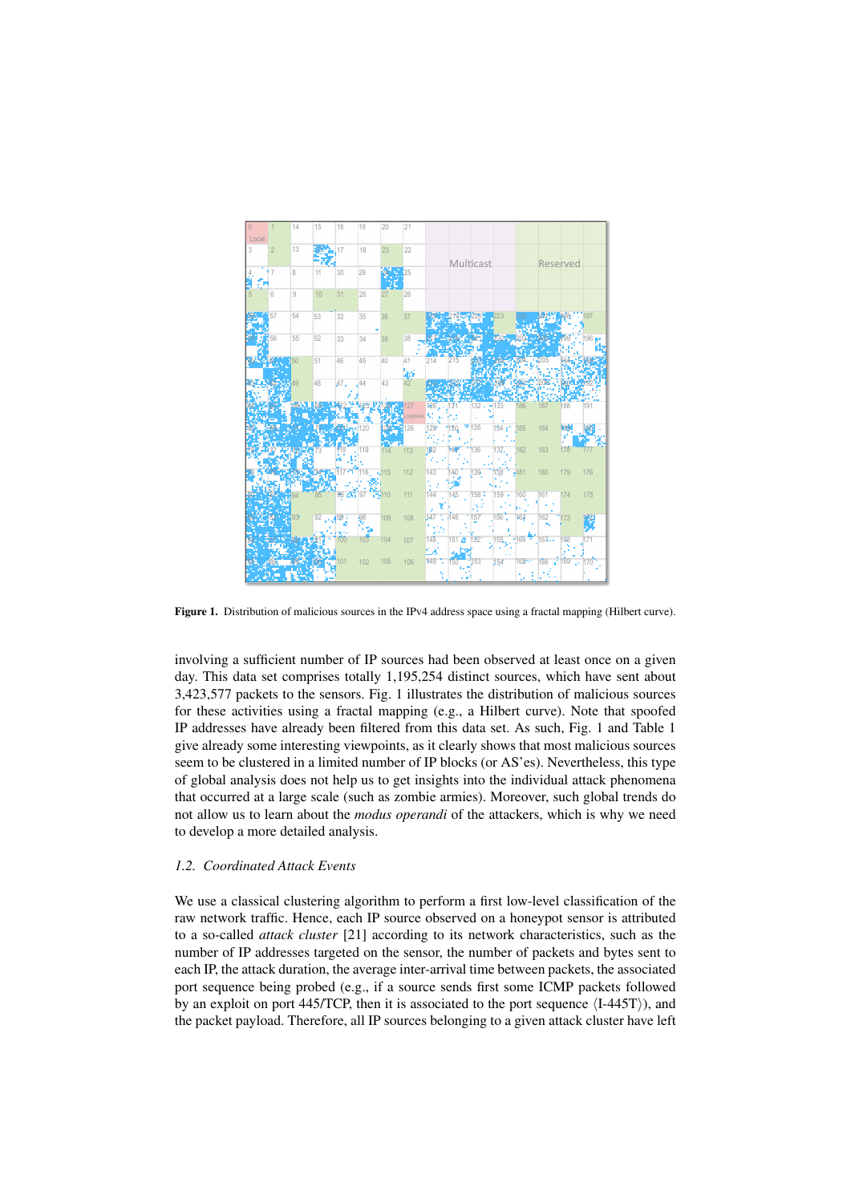Figure 1. Distribution of malicious sources in the IPv4 address space using a fractal mapping (Hilbert curve).

involving a sufficient number of IP sources had been observed at least once on a given day. This data set comprises totally 1,195,254 distinct sources, which have sent about 3,423,577 packets to the sensors. Fig. 1 illustrates the distribution of malicious sources for these activities using a fractal mapping (e.g., a Hilbert curve). Note that spoofed IP addresses have already been filtered from this data set. As such, Fig. 1 and Table 1 give already some interesting viewpoints, as it clearly shows that most malicious sources seem to be clustered in a limited number of IP blocks (or AS'es). Nevertheless, this type of global analysis does not help us to get insights into the individual attack phenomena that occurred at a large scale (such as zombie armies). Moreover, such global trends do not allow us to learn about the *modus operandi* of the attackers, which is why we need to develop a more detailed analysis.

### 1.2. Coordinated Attack Events

We use a classical clustering algorithm to perform a first low-level classification of the raw network traffic. Hence, each IP source observed on a honeypot sensor is attributed to a so-called *attack cluster* [21] according to its network characteristics, such as the number of IP addresses targeted on the sensor, the number of packets and bytes sent to each IP, the attack duration, the average inter-arrival time between packets, the associated port sequence being probed (e.g., if a source sends first some ICMP packets followed by an exploit on port 445/TCP, then it is associated to the port sequence ⟨I-445T⟩), and the packet payload. Therefore, all IP sources belonging to a given attack cluster have left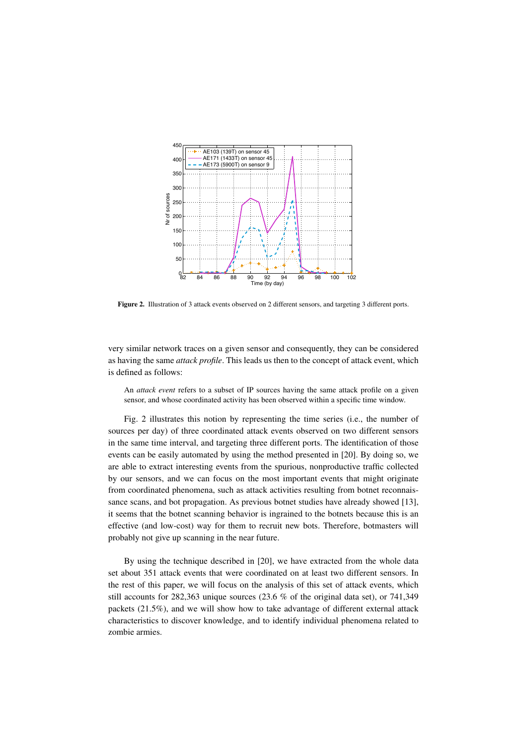**Figure 2.** Illustration of 3 attack events observed on 2 different sensors, and targeting 3 different ports.

very similar network traces on a given sensor and consequently, they can be considered as having the same *attack profile*. This leads us then to the concept of attack event, which is defined as follows:

> An *attack event* refers to a subset of IP sources having the same attack profile on a given sensor, and whose coordinated activity has been observed within a specific time window.

Fig. 2 illustrates this notion by representing the time series (i.e., the number of sources per day) of three coordinated attack events observed on two different sensors in the same time interval, and targeting three different ports. The identification of those events can be easily automated by using the method presented in [20]. By doing so, we are able to extract interesting events from the spurious, nonproductive traffic collected by our sensors, and we can focus on the most important events that might originate from coordinated phenomena, such as attack activities resulting from botnet reconnaissance scans, and bot propagation. As previous botnet studies have already showed [13], it seems that the botnet scanning behavior is ingrained to the botnets because this is an effective (and low-cost) way for them to recruit new bots. Therefore, botmasters will probably not give up scanning in the near future.

By using the technique described in [20], we have extracted from the whole data set about 351 attack events that were coordinated on at least two different sensors. In the rest of this paper, we will focus on the analysis of this set of attack events, which still accounts for 282,363 unique sources (23.6 % of the original data set), or 741,349 packets (21.5%), and we will show how to take advantage of different external attack characteristics to discover knowledge, and to identify individual phenomena related to zombie armies.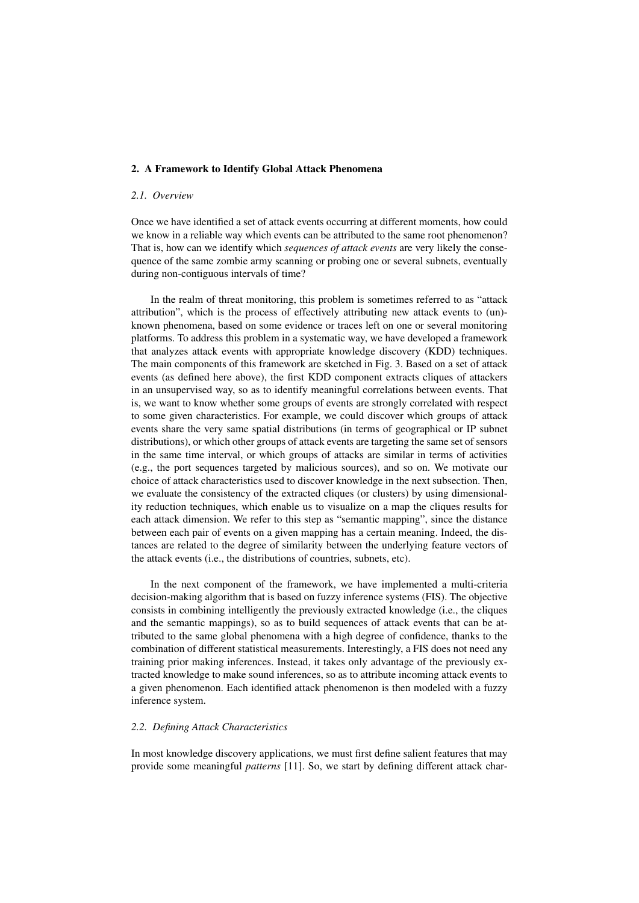## 2. A Framework to Identify Global Attack Phenomena

### *2.1. Overview*

Once we have identified a set of attack events occurring at different moments, how could we know in a reliable way which events can be attributed to the same root phenomenon? That is, how can we identify which *sequences of attack events* are very likely the consequence of the same zombie army scanning or probing one or several subnets, eventually during non-contiguous intervals of time?

In the realm of threat monitoring, this problem is sometimes referred to as "attack attribution", which is the process of effectively attributing new attack events to (un)-known phenomena, based on some evidence or traces left on one or several monitoring platforms. To address this problem in a systematic way, we have developed a framework that analyzes attack events with appropriate knowledge discovery (KDD) techniques. The main components of this framework are sketched in Fig. 3. Based on a set of attack events (as defined here above), the first KDD component extracts cliques of attackers in an unsupervised way, so as to identify meaningful correlations between events. That is, we want to know whether some groups of events are strongly correlated with respect to some given characteristics. For example, we could discover which groups of attack events share the very same spatial distributions (in terms of geographical or IP subnet distributions), or which other groups of attack events are targeting the same set of sensors in the same time interval, or which groups of attacks are similar in terms of activities (e.g., the port sequences targeted by malicious sources), and so on. We motivate our choice of attack characteristics used to discover knowledge in the next subsection. Then, we evaluate the consistency of the extracted cliques (or clusters) by using dimensionality reduction techniques, which enable us to visualize on a map the cliques results for each attack dimension. We refer to this step as "semantic mapping", since the distance between each pair of events on a given mapping has a certain meaning. Indeed, the distances are related to the degree of similarity between the underlying feature vectors of the attack events (i.e., the distributions of countries, subnets, etc).

In the next component of the framework, we have implemented a multi-criteria decision-making algorithm that is based on fuzzy inference systems (FIS). The objective consists in combining intelligently the previously extracted knowledge (i.e., the cliques and the semantic mappings), so as to build sequences of attack events that can be attributed to the same global phenomena with a high degree of confidence, thanks to the combination of different statistical measurements. Interestingly, a FIS does not need any training prior making inferences. Instead, it takes only advantage of the previously extracted knowledge to make sound inferences, so as to attribute incoming attack events to a given phenomenon. Each identified attack phenomenon is then modeled with a fuzzy inference system.

### *2.2. Defining Attack Characteristics*

In most knowledge discovery applications, we must first define salient features that may provide some meaningful *patterns* [11]. So, we start by defining different attack char-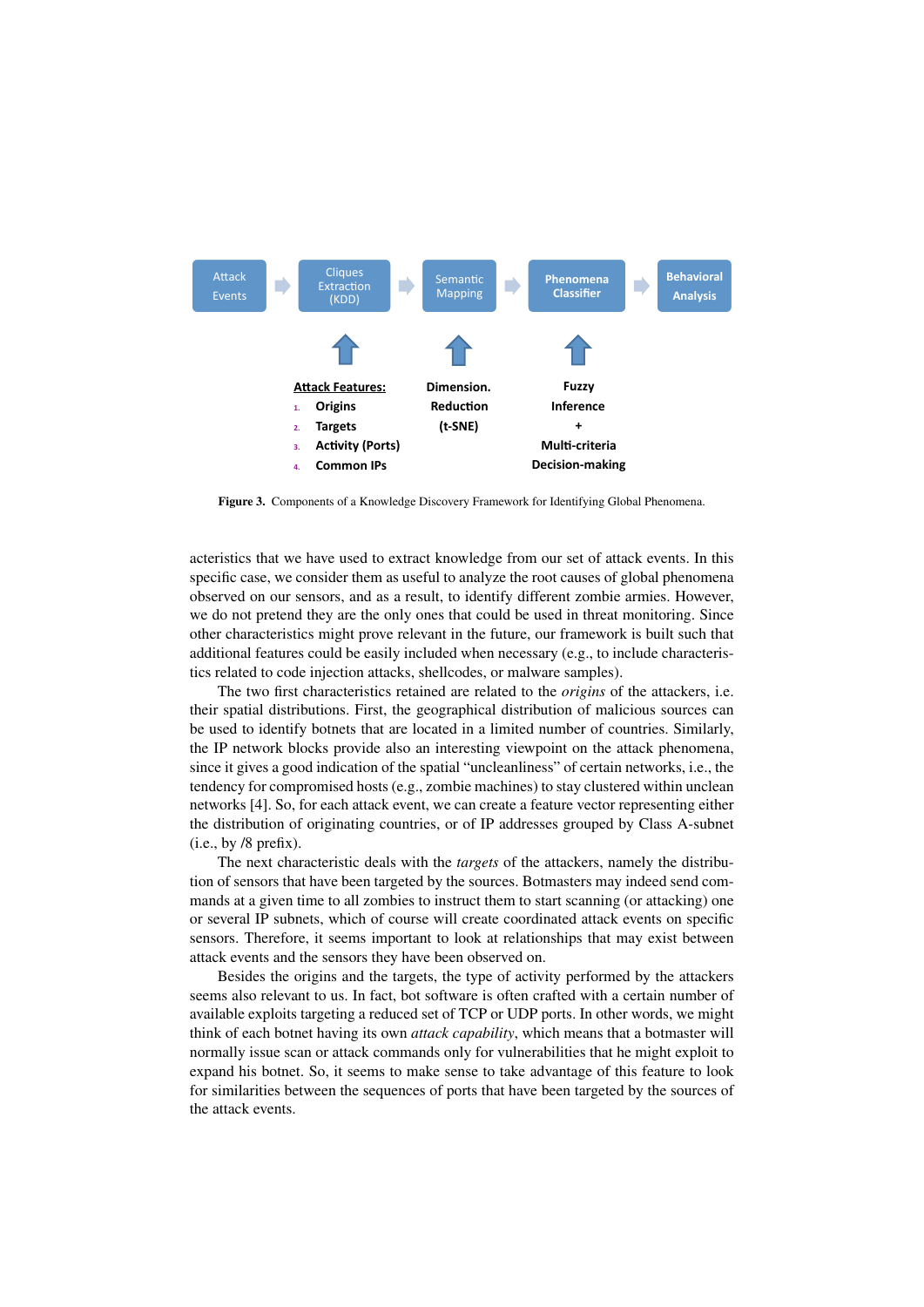Attack Events

Cliques Extraction (KDD)

Semantic Mapping

Phenomena Classifier

Behavioral Analysis

Attack Features:

1. Origins
2. Targets
3. Activity (Ports)
4. Common IPs

Dimension. Reduction (t-SNE)

Fuzzy Inference + Multi-criteria Decision-making

**Figure 3.** Components of a Knowledge Discovery Framework for Identifying Global Phenomena.

acteristics that we have used to extract knowledge from our set of attack events. In this specific case, we consider them as useful to analyze the root causes of global phenomena observed on our sensors, and as a result, to identify different zombie armies. However, we do not pretend they are the only ones that could be used in threat monitoring. Since other characteristics might prove relevant in the future, our framework is built such that additional features could be easily included when necessary (e.g., to include characteristics related to code injection attacks, shellcodes, or malware samples).

The two first characteristics retained are related to the *origins* of the attackers, i.e. their spatial distributions. First, the geographical distribution of malicious sources can be used to identify botnets that are located in a limited number of countries. Similarly, the IP network blocks provide also an interesting viewpoint on the attack phenomena, since it gives a good indication of the spatial "uncleanliness" of certain networks, i.e., the tendency for compromised hosts (e.g., zombie machines) to stay clustered within unclean networks [4]. So, for each attack event, we can create a feature vector representing either the distribution of originating countries, or of IP addresses grouped by Class A-subnet (i.e., by /8 prefix).

The next characteristic deals with the *targets* of the attackers, namely the distribution of sensors that have been targeted by the sources. Botmasters may indeed send commands at a given time to all zombies to instruct them to start scanning (or attacking) one or several IP subnets, which of course will create coordinated attack events on specific sensors. Therefore, it seems important to look at relationships that may exist between attack events and the sensors they have been observed on.

Besides the origins and the targets, the type of activity performed by the attackers seems also relevant to us. In fact, bot software is often crafted with a certain number of available exploits targeting a reduced set of TCP or UDP ports. In other words, we might think of each botnet having its own *attack capability*, which means that a botmaster will normally issue scan or attack commands only for vulnerabilities that he might exploit to expand his botnet. So, it seems to make sense to take advantage of this feature to look for similarities between the sequences of ports that have been targeted by the sources of the attack events.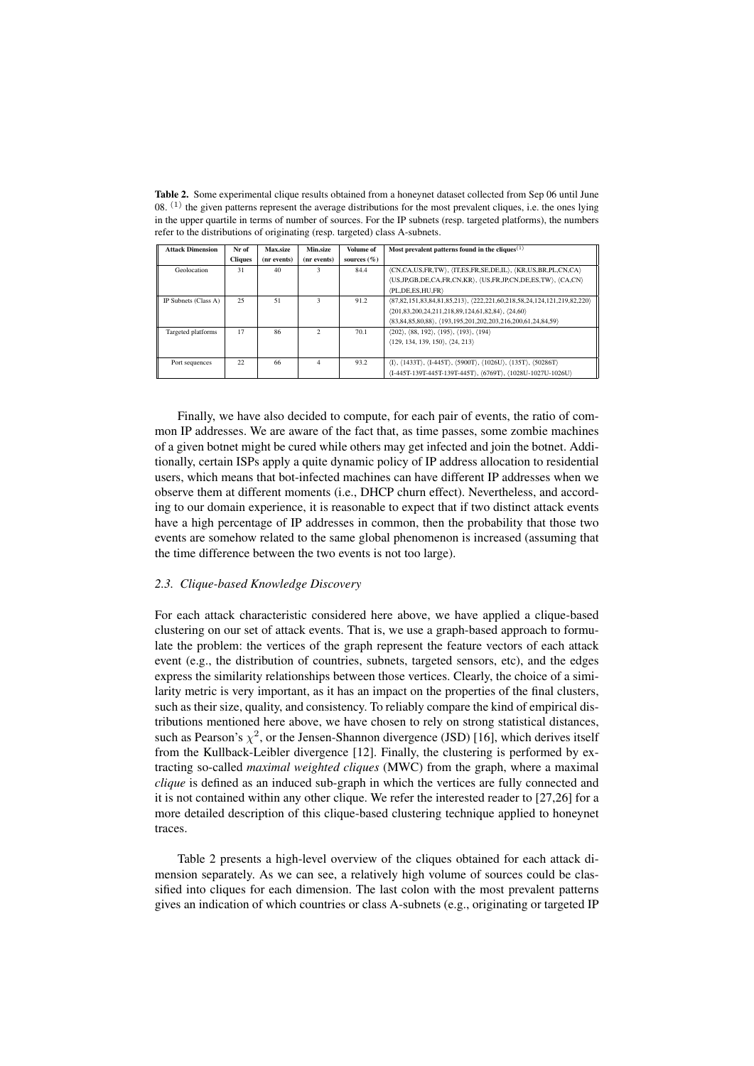**Table 2.** Some experimental clique results obtained from a honeynet dataset collected from Sep 06 until June 08. [(1)] the given patterns represent the average distributions for the most prevalent cliques, i.e. the ones lying in the upper quartile in terms of number of sources. For the IP subnets (resp. targeted platforms), the numbers refer to the distributions of originating (resp. targeted) class A-subnets.

| Attack Dimension | Nr of Cliques | Max.size (nr events) | Min.size (nr events) | Volume of sources (%) | Most prevalent patterns found in the cliques[(1)] |
|---|---|---|---|---|---|
| Geolocation | 31 | 40 | 3 | 84.4 | ⟨CN,CA,US,FR,TW⟩, ⟨IT,ES,FR,SE,DE,IL⟩, ⟨KR,US,BR,PL,CN,CA⟩ ⟨US,JP,GB,DE,CA,FR,CN,KR⟩, ⟨US,FR,JP,CN,DE,ES,TW⟩, ⟨CA,CN⟩ ⟨PL,DE,ES,HU,FR⟩ |
| IP Subnets (Class A) | 25 | 51 | 3 | 91.2 | ⟨87,82,151,83,84,81,85,213⟩, ⟨222,221,60,218,58,24,124,121,219,82,220⟩ ⟨201,83,200,24,211,218,89,124,61,82,84⟩, ⟨24,60⟩ ⟨83,84,85,80,88⟩, ⟨193,195,201,202,203,216,200,61,24,84,59⟩ |
| Targeted platforms | 17 | 86 | 2 | 70.1 | ⟨202⟩, ⟨88, 192⟩, ⟨195⟩, ⟨193⟩, ⟨194⟩ ⟨129, 134, 139, 150⟩, ⟨24, 213⟩ |
| Port sequences | 22 | 66 | 4 | 93.2 | ⟨I⟩, ⟨1433T⟩, ⟨I-445T⟩, ⟨5900T⟩, ⟨1026U⟩, ⟨135T⟩, ⟨50286T⟩ ⟨I-445T-139T-445T-139T-445T⟩, ⟨6769T⟩, ⟨1028U-1027U-1026U⟩ |

Finally, we have also decided to compute, for each pair of events, the ratio of common IP addresses. We are aware of the fact that, as time passes, some zombie machines of a given botnet might be cured while others may get infected and join the botnet. Additionally, certain ISPs apply a quite dynamic policy of IP address allocation to residential users, which means that bot-infected machines can have different IP addresses when we observe them at different moments (i.e., DHCP churn effect). Nevertheless, and according to our domain experience, it is reasonable to expect that if two distinct attack events have a high percentage of IP addresses in common, then the probability that those two events are somehow related to the same global phenomenon is increased (assuming that the time difference between the two events is not too large).

### *2.3. Clique-based Knowledge Discovery*

For each attack characteristic considered here above, we have applied a clique-based clustering on our set of attack events. That is, we use a graph-based approach to formulate the problem: the vertices of the graph represent the feature vectors of each attack event (e.g., the distribution of countries, subnets, targeted sensors, etc), and the edges express the similarity relationships between those vertices. Clearly, the choice of a similarity metric is very important, as it has an impact on the properties of the final clusters, such as their size, quality, and consistency. To reliably compare the kind of empirical distributions mentioned here above, we have chosen to rely on strong statistical distances, such as Pearson's $\chi^2$, or the Jensen-Shannon divergence (JSD) [16], which derives itself from the Kullback-Leibler divergence [12]. Finally, the clustering is performed by extracting so-called *maximal weighted cliques* (MWC) from the graph, where a maximal *clique* is defined as an induced sub-graph in which the vertices are fully connected and it is not contained within any other clique. We refer the interested reader to [27,26] for a more detailed description of this clique-based clustering technique applied to honeynet traces.

Table 2 presents a high-level overview of the cliques obtained for each attack dimension separately. As we can see, a relatively high volume of sources could be classified into cliques for each dimension. The last colon with the most prevalent patterns gives an indication of which countries or class A-subnets (e.g., originating or targeted IP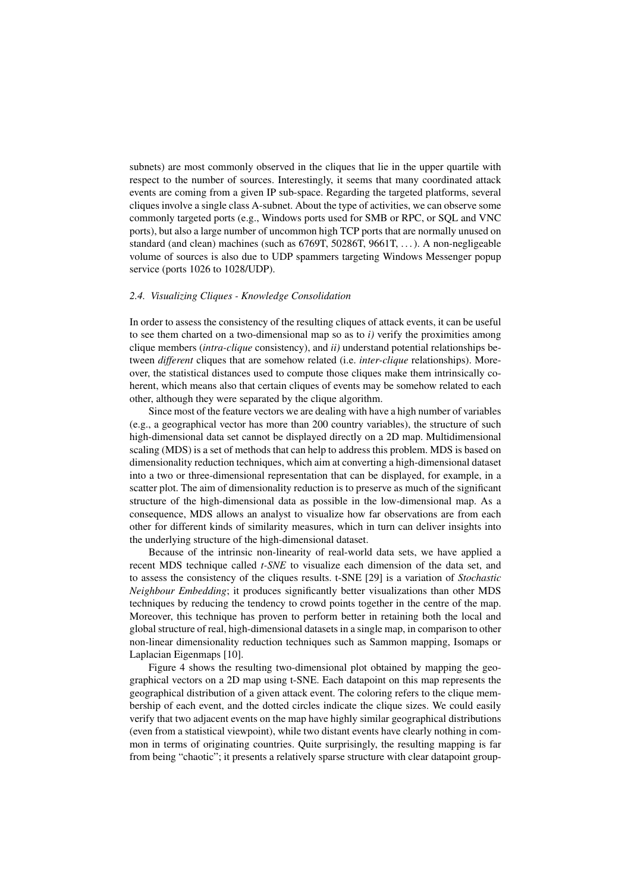subnets) are most commonly observed in the cliques that lie in the upper quartile with respect to the number of sources. Interestingly, it seems that many coordinated attack events are coming from a given IP sub-space. Regarding the targeted platforms, several cliques involve a single class A-subnet. About the type of activities, we can observe some commonly targeted ports (e.g., Windows ports used for SMB or RPC, or SQL and VNC ports), but also a large number of uncommon high TCP ports that are normally unused on standard (and clean) machines (such as 6769T, 50286T, 9661T, . . . ). A non-negligeable volume of sources is also due to UDP spammers targeting Windows Messenger popup service (ports 1026 to 1028/UDP).

### *2.4. Visualizing Cliques - Knowledge Consolidation*

In order to assess the consistency of the resulting cliques of attack events, it can be useful to see them charted on a two-dimensional map so as to *i)* verify the proximities among clique members (*intra-clique* consistency), and *ii)* understand potential relationships between *different* cliques that are somehow related (i.e. *inter-clique* relationships). Moreover, the statistical distances used to compute those cliques make them intrinsically coherent, which means also that certain cliques of events may be somehow related to each other, although they were separated by the clique algorithm.

Since most of the feature vectors we are dealing with have a high number of variables (e.g., a geographical vector has more than 200 country variables), the structure of such high-dimensional data set cannot be displayed directly on a 2D map. Multidimensional scaling (MDS) is a set of methods that can help to address this problem. MDS is based on dimensionality reduction techniques, which aim at converting a high-dimensional dataset into a two or three-dimensional representation that can be displayed, for example, in a scatter plot. The aim of dimensionality reduction is to preserve as much of the significant structure of the high-dimensional data as possible in the low-dimensional map. As a consequence, MDS allows an analyst to visualize how far observations are from each other for different kinds of similarity measures, which in turn can deliver insights into the underlying structure of the high-dimensional dataset.

Because of the intrinsic non-linearity of real-world data sets, we have applied a recent MDS technique called *t-SNE* to visualize each dimension of the data set, and to assess the consistency of the cliques results. t-SNE [29] is a variation of *Stochastic Neighbour Embedding*; it produces significantly better visualizations than other MDS techniques by reducing the tendency to crowd points together in the centre of the map. Moreover, this technique has proven to perform better in retaining both the local and global structure of real, high-dimensional datasets in a single map, in comparison to other non-linear dimensionality reduction techniques such as Sammon mapping, Isomaps or Laplacian Eigenmaps [10].

Figure 4 shows the resulting two-dimensional plot obtained by mapping the geographical vectors on a 2D map using t-SNE. Each datapoint on this map represents the geographical distribution of a given attack event. The coloring refers to the clique membership of each event, and the dotted circles indicate the clique sizes. We could easily verify that two adjacent events on the map have highly similar geographical distributions (even from a statistical viewpoint), while two distant events have clearly nothing in common in terms of originating countries. Quite surprisingly, the resulting mapping is far from being "chaotic"; it presents a relatively sparse structure with clear datapoint group-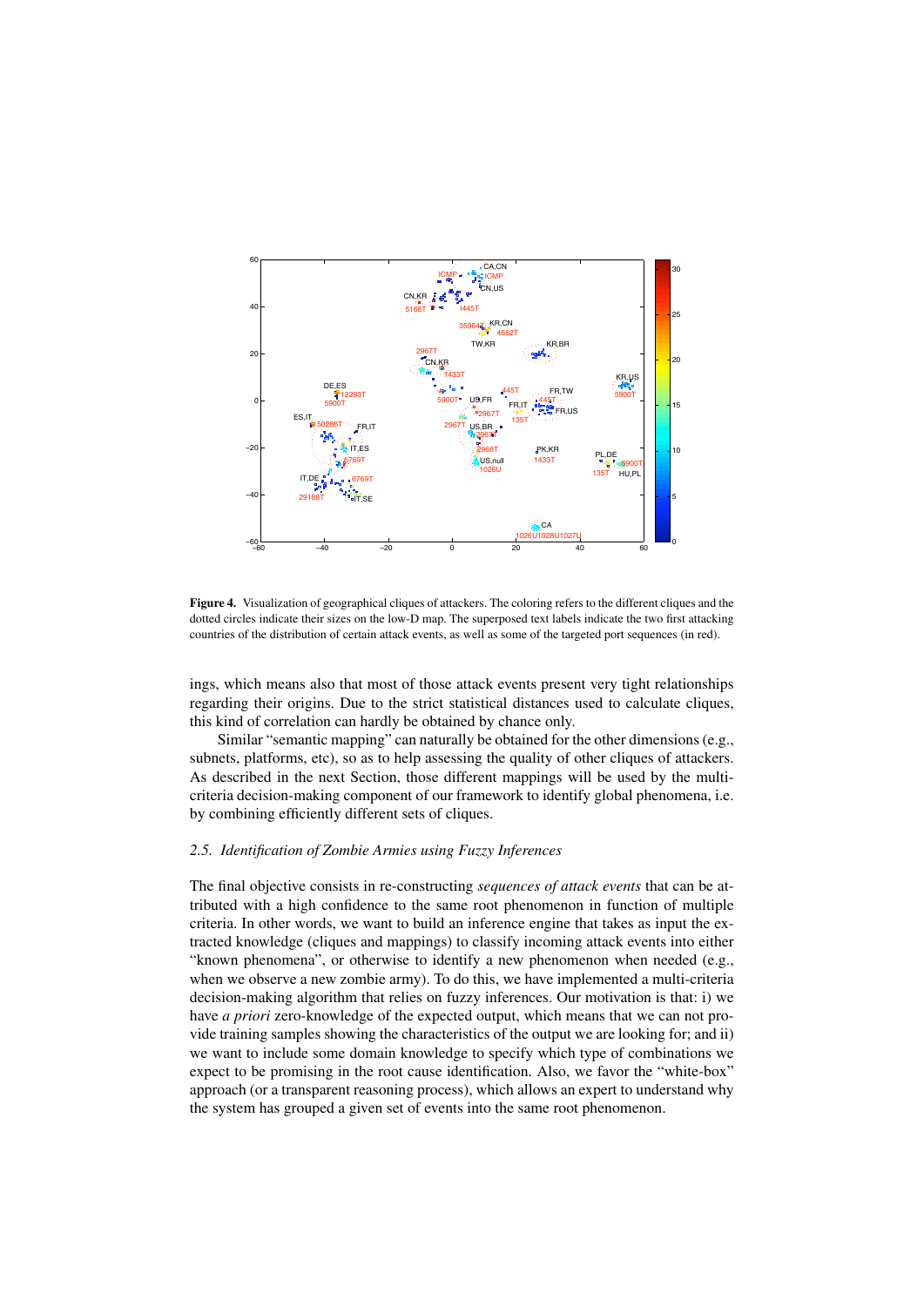**Figure 4.** Visualization of geographical cliques of attackers. The coloring refers to the different cliques and the dotted circles indicate their sizes on the low-D map. The superposed text labels indicate the two first attacking countries of the distribution of certain attack events, as well as some of the targeted port sequences (in red).

ings, which means also that most of those attack events present very tight relationships regarding their origins. Due to the strict statistical distances used to calculate cliques, this kind of correlation can hardly be obtained by chance only.

Similar "semantic mapping" can naturally be obtained for the other dimensions (e.g., subnets, platforms, etc), so as to help assessing the quality of other cliques of attackers. As described in the next Section, those different mappings will be used by the multi-criteria decision-making component of our framework to identify global phenomena, i.e. by combining efficiently different sets of cliques.

### *2.5. Identification of Zombie Armies using Fuzzy Inferences*

The final objective consists in re-constructing *sequences of attack events* that can be attributed with a high confidence to the same root phenomenon in function of multiple criteria. In other words, we want to build an inference engine that takes as input the extracted knowledge (cliques and mappings) to classify incoming attack events into either "known phenomena", or otherwise to identify a new phenomenon when needed (e.g., when we observe a new zombie army). To do this, we have implemented a multi-criteria decision-making algorithm that relies on fuzzy inferences. Our motivation is that: i) we have *a priori* zero-knowledge of the expected output, which means that we can not provide training samples showing the characteristics of the output we are looking for; and ii) we want to include some domain knowledge to specify which type of combinations we expect to be promising in the root cause identification. Also, we favor the "white-box" approach (or a transparent reasoning process), which allows an expert to understand why the system has grouped a given set of events into the same root phenomenon.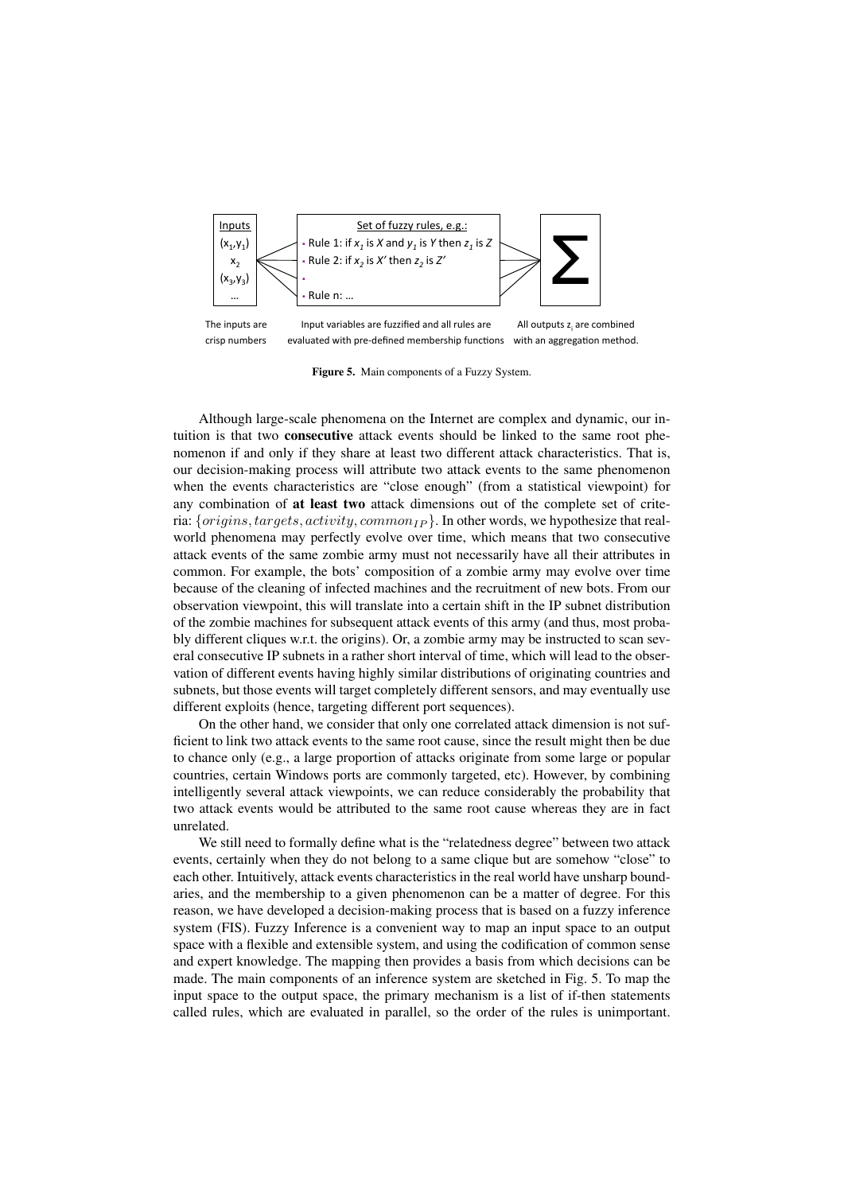Inputs

$(x_1,y_1)$

$x_2$

$(x_3,y_3)$

…

Set of fuzzy rules, e.g.:

- Rule 1: if $x_1$ is $X$ and $y_1$ is $Y$ then $z_1$ is $Z$
- Rule 2: if $x_2$ is $X'$ then $z_2$ is $Z'$
- 
- Rule n: …

$\Sigma$

The inputs are crisp numbers

Input variables are fuzzified and all rules are evaluated with pre-defined membership functions

All outputs $z_i$ are combined with an aggregation method.

**Figure 5.** Main components of a Fuzzy System.

Although large-scale phenomena on the Internet are complex and dynamic, our intuition is that two **consecutive** attack events should be linked to the same root phenomenon if and only if they share at least two different attack characteristics. That is, our decision-making process will attribute two attack events to the same phenomenon when the events characteristics are "close enough" (from a statistical viewpoint) for any combination of **at least two** attack dimensions out of the complete set of criteria: $\{origins, targets, activity, common_{IP}\}$. In other words, we hypothesize that real-world phenomena may perfectly evolve over time, which means that two consecutive attack events of the same zombie army must not necessarily have all their attributes in common. For example, the bots' composition of a zombie army may evolve over time because of the cleaning of infected machines and the recruitment of new bots. From our observation viewpoint, this will translate into a certain shift in the IP subnet distribution of the zombie machines for subsequent attack events of this army (and thus, most probably different cliques w.r.t. the origins). Or, a zombie army may be instructed to scan several consecutive IP subnets in a rather short interval of time, which will lead to the observation of different events having highly similar distributions of originating countries and subnets, but those events will target completely different sensors, and may eventually use different exploits (hence, targeting different port sequences).

On the other hand, we consider that only one correlated attack dimension is not sufficient to link two attack events to the same root cause, since the result might then be due to chance only (e.g., a large proportion of attacks originate from some large or popular countries, certain Windows ports are commonly targeted, etc). However, by combining intelligently several attack viewpoints, we can reduce considerably the probability that two attack events would be attributed to the same root cause whereas they are in fact unrelated.

We still need to formally define what is the "relatedness degree" between two attack events, certainly when they do not belong to a same clique but are somehow "close" to each other. Intuitively, attack events characteristics in the real world have unsharp boundaries, and the membership to a given phenomenon can be a matter of degree. For this reason, we have developed a decision-making process that is based on a fuzzy inference system (FIS). Fuzzy Inference is a convenient way to map an input space to an output space with a flexible and extensible system, and using the codification of common sense and expert knowledge. The mapping then provides a basis from which decisions can be made. The main components of an inference system are sketched in Fig. 5. To map the input space to the output space, the primary mechanism is a list of if-then statements called rules, which are evaluated in parallel, so the order of the rules is unimportant.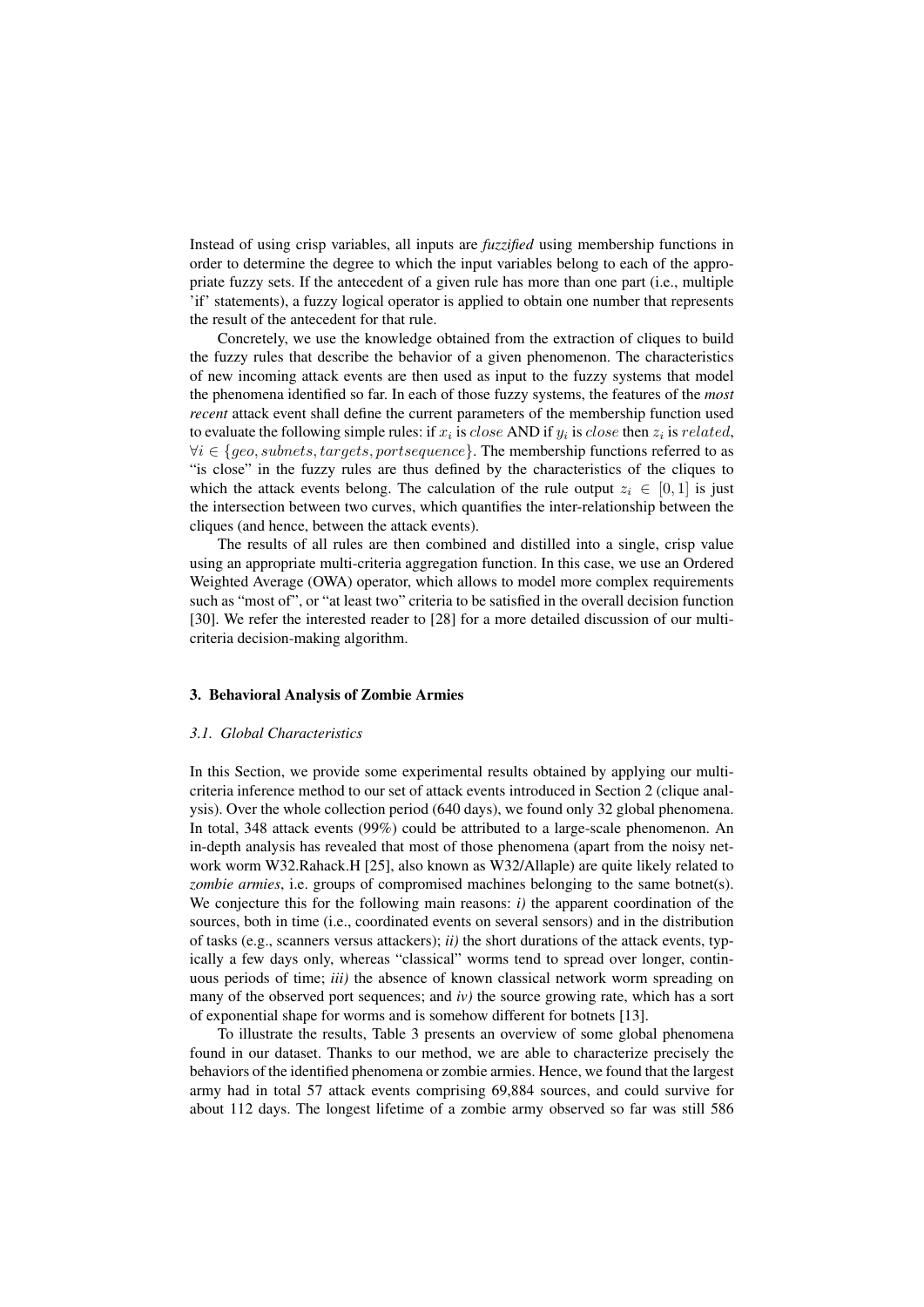Instead of using crisp variables, all inputs are *fuzzified* using membership functions in order to determine the degree to which the input variables belong to each of the appropriate fuzzy sets. If the antecedent of a given rule has more than one part (i.e., multiple 'if' statements), a fuzzy logical operator is applied to obtain one number that represents the result of the antecedent for that rule.

Concretely, we use the knowledge obtained from the extraction of cliques to build the fuzzy rules that describe the behavior of a given phenomenon. The characteristics of new incoming attack events are then used as input to the fuzzy systems that model the phenomena identified so far. In each of those fuzzy systems, the features of the *most recent* attack event shall define the current parameters of the membership function used to evaluate the following simple rules: if $x_i$ is $close$ AND if $y_i$ is $close$ then $z_i$ is $related$, $\forall i \in \{geo, subnets, targets, portsequence\}$. The membership functions referred to as "is close" in the fuzzy rules are thus defined by the characteristics of the cliques to which the attack events belong. The calculation of the rule output $z_i \in [0, 1]$ is just the intersection between two curves, which quantifies the inter-relationship between the cliques (and hence, between the attack events).

The results of all rules are then combined and distilled into a single, crisp value using an appropriate multi-criteria aggregation function. In this case, we use an Ordered Weighted Average (OWA) operator, which allows to model more complex requirements such as "most of", or "at least two" criteria to be satisfied in the overall decision function [30]. We refer the interested reader to [28] for a more detailed discussion of our multi-criteria decision-making algorithm.

## 3. Behavioral Analysis of Zombie Armies

### *3.1. Global Characteristics*

In this Section, we provide some experimental results obtained by applying our multi-criteria inference method to our set of attack events introduced in Section 2 (clique analysis). Over the whole collection period (640 days), we found only 32 global phenomena. In total, 348 attack events (99%) could be attributed to a large-scale phenomenon. An in-depth analysis has revealed that most of those phenomena (apart from the noisy network worm W32.Rahack.H [25], also known as W32/Allaple) are quite likely related to *zombie armies*, i.e. groups of compromised machines belonging to the same botnet(s). We conjecture this for the following main reasons: *i)* the apparent coordination of the sources, both in time (i.e., coordinated events on several sensors) and in the distribution of tasks (e.g., scanners versus attackers); *ii)* the short durations of the attack events, typically a few days only, whereas "classical" worms tend to spread over longer, continuous periods of time; *iii)* the absence of known classical network worm spreading on many of the observed port sequences; and *iv)* the source growing rate, which has a sort of exponential shape for worms and is somehow different for botnets [13].

To illustrate the results, Table 3 presents an overview of some global phenomena found in our dataset. Thanks to our method, we are able to characterize precisely the behaviors of the identified phenomena or zombie armies. Hence, we found that the largest army had in total 57 attack events comprising 69,884 sources, and could survive for about 112 days. The longest lifetime of a zombie army observed so far was still 586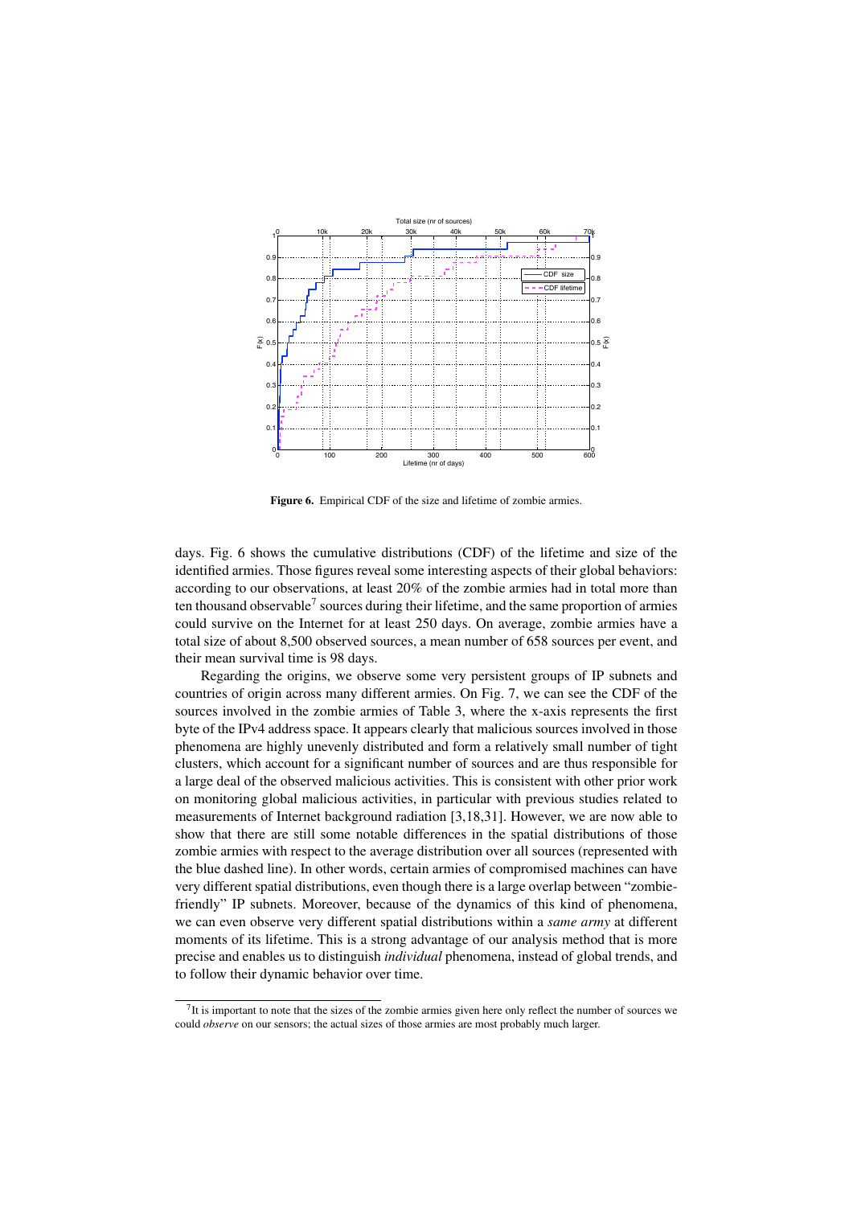Figure 6. Empirical CDF of the size and lifetime of zombie armies.

days. Fig. 6 shows the cumulative distributions (CDF) of the lifetime and size of the identified armies. Those figures reveal some interesting aspects of their global behaviors: according to our observations, at least 20% of the zombie armies had in total more than ten thousand observable[7] sources during their lifetime, and the same proportion of armies could survive on the Internet for at least 250 days. On average, zombie armies have a total size of about 8,500 observed sources, a mean number of 658 sources per event, and their mean survival time is 98 days.

Regarding the origins, we observe some very persistent groups of IP subnets and countries of origin across many different armies. On Fig. 7, we can see the CDF of the sources involved in the zombie armies of Table 3, where the x-axis represents the first byte of the IPv4 address space. It appears clearly that malicious sources involved in those phenomena are highly unevenly distributed and form a relatively small number of tight clusters, which account for a significant number of sources and are thus responsible for a large deal of the observed malicious activities. This is consistent with other prior work on monitoring global malicious activities, in particular with previous studies related to measurements of Internet background radiation [3,18,31]. However, we are now able to show that there are still some notable differences in the spatial distributions of those zombie armies with respect to the average distribution over all sources (represented with the blue dashed line). In other words, certain armies of compromised machines can have very different spatial distributions, even though there is a large overlap between "zombie-friendly" IP subnets. Moreover, because of the dynamics of this kind of phenomena, we can even observe very different spatial distributions within a *same army* at different moments of its lifetime. This is a strong advantage of our analysis method that is more precise and enables us to distinguish *individual* phenomena, instead of global trends, and to follow their dynamic behavior over time.

[7] It is important to note that the sizes of the zombie armies given here only reflect the number of sources we could *observe* on our sensors; the actual sizes of those armies are most probably much larger.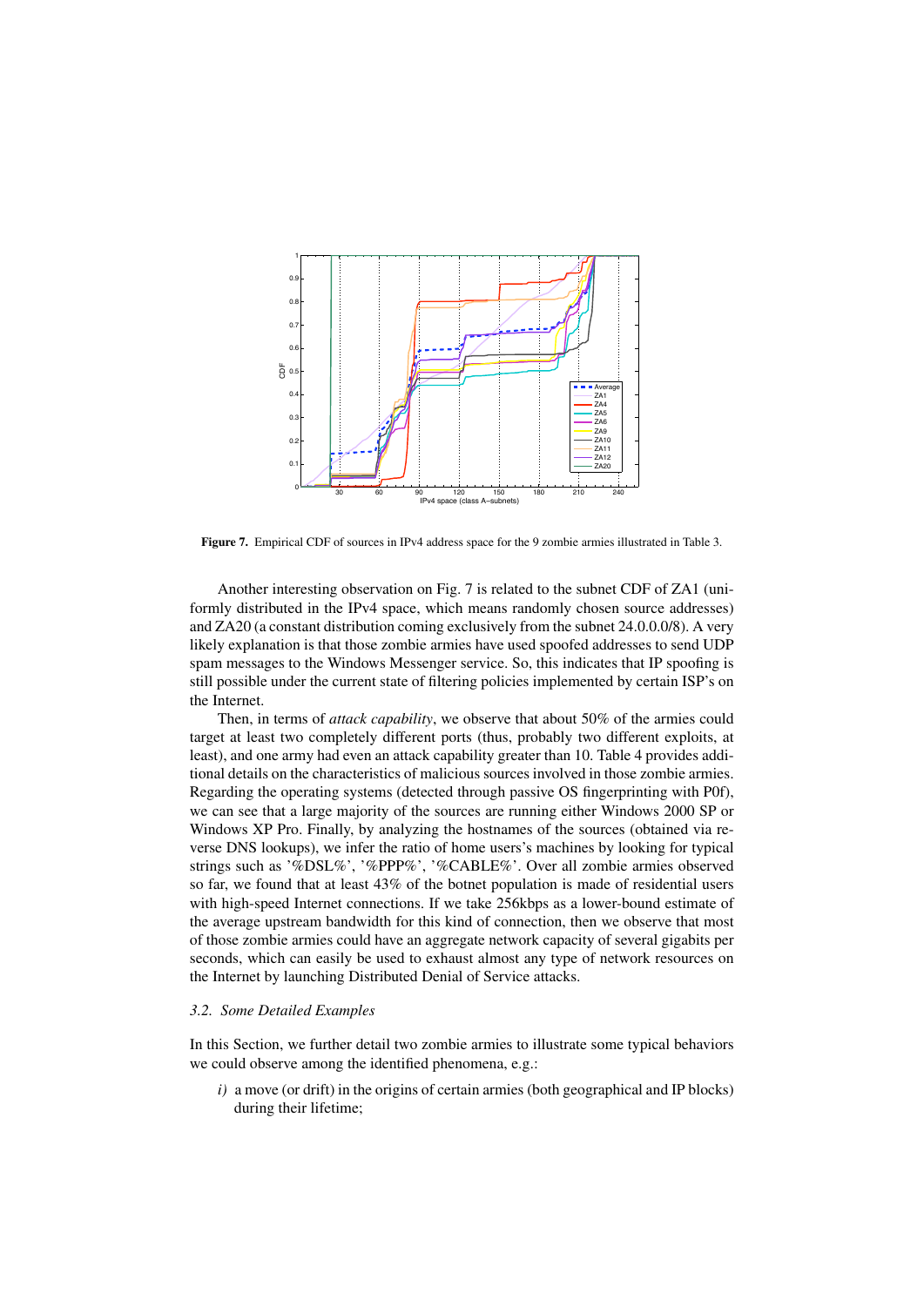**Figure 7.** Empirical CDF of sources in IPv4 address space for the 9 zombie armies illustrated in Table 3.

Another interesting observation on Fig. 7 is related to the subnet CDF of ZA1 (uniformly distributed in the IPv4 space, which means randomly chosen source addresses) and ZA20 (a constant distribution coming exclusively from the subnet 24.0.0.0/8). A very likely explanation is that those zombie armies have used spoofed addresses to send UDP spam messages to the Windows Messenger service. So, this indicates that IP spoofing is still possible under the current state of filtering policies implemented by certain ISP's on the Internet.

Then, in terms of *attack capability*, we observe that about 50% of the armies could target at least two completely different ports (thus, probably two different exploits, at least), and one army had even an attack capability greater than 10. Table 4 provides additional details on the characteristics of malicious sources involved in those zombie armies. Regarding the operating systems (detected through passive OS fingerprinting with P0f), we can see that a large majority of the sources are running either Windows 2000 SP or Windows XP Pro. Finally, by analyzing the hostnames of the sources (obtained via reverse DNS lookups), we infer the ratio of home users's machines by looking for typical strings such as '%DSL%', '%PPP%', '%CABLE%'. Over all zombie armies observed so far, we found that at least 43% of the botnet population is made of residential users with high-speed Internet connections. If we take 256kbps as a lower-bound estimate of the average upstream bandwidth for this kind of connection, then we observe that most of those zombie armies could have an aggregate network capacity of several gigabits per seconds, which can easily be used to exhaust almost any type of network resources on the Internet by launching Distributed Denial of Service attacks.

### 3.2. Some Detailed Examples

In this Section, we further detail two zombie armies to illustrate some typical behaviors we could observe among the identified phenomena, e.g.:

*i)* a move (or drift) in the origins of certain armies (both geographical and IP blocks) during their lifetime;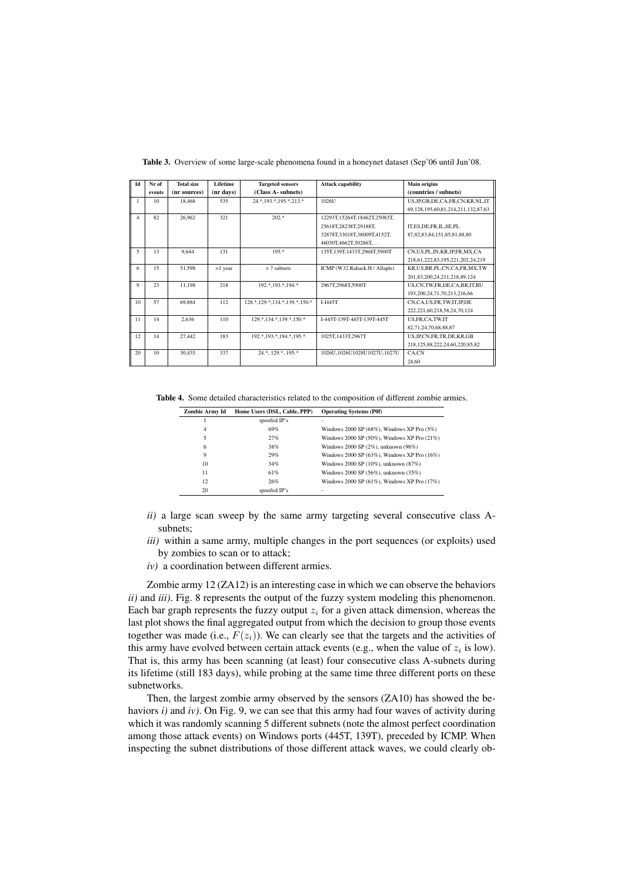**Table 3.** Overview of some large-scale phenomena found in a honeynet dataset (Sep'06 until Jun'08.

| Id | Nr of events | Total size (nr sources) | Lifetime (nr days) | Targeted sensors (Class A- subnets) | Attack capability | Main origins (countries / subnets) |
|---|---|---|---|---|---|---|
| 1 | 10 | 18,468 | 535 | 24.*,193.*,195.*,213.* | 1026U | US,JP,GB,DE,CA,FR,CN,KR,NL,IT 69,128,195,60,81,214,211,132,87,63 |
| 4 | 82 | 26,962 | 321 | 202.* | 12293T,15264T,18462T,25083T, 25618T,28238T,29188T, 32878T,33018T,38009T,4152T, 46030T,4662T,50286T,... | IT,ES,DE,FR,IL,SE,PL 87,82,83,84,151,85,81,88,80 |
| 5 | 13 | 9,644 | 131 | 195.* | 135T,139T,1433T,2968T,5900T | CN,US,PL,IN,KR,JP,FR,MX,CA 218,61,222,83,195,221,202,24,219 |
| 6 | 15 | 51,598 | >1 year | > 7 subnets | ICMP (W32.Rahack.H / Allaple) | KR,US,BR,PL,CN,CA,FR,MX,TW 201,83,200,24,211,218,89,124 |
| 9 | 23 | 11,198 | 218 | 192.*,193.*,194.* | 2967T,2968T,5900T | US,CN,TW,FR,DE,CA,BR,IT,RU 193,200,24,71,70,213,216,66 |
| 10 | 57 | 69,884 | 112 | 128.*,129.*,134.*,139.*,150.* | I-I445T | CN,CA,US,FR,TW,IT,JP,DE 222,221,60,218,58,24,70,124 |
| 11 | 14 | 2,636 | 110 | 129.*,134.*,139.*,150.* | I-445T-139T-445T-139T-445T | US,FR,CA,TW,IT 82,71,24,70,68,88,87 |
| 12 | 14 | 27,442 | 183 | 192.*,193.*,194.*,195.* | 1025T,1433T,2967T | US,JP,CN,FR,TR,DE,KR,GB 218,125,88,222,24,60,220,85,82 |
| 20 | 10 | 30,435 | 337 | 24.*, 129.*, 195.* | 1026U,1026U1028U1027U,1027U | CA,CN 24,60 |

**Table 4.** Some detailed characteristics related to the composition of different zombie armies.

| Zombie Army Id | Home Users (DSL, Cable, PPP) | Operating Systems (P0f) |
|---|---|---|
| 1 | spoofed IP's | - |
| 4 | 69% | Windows 2000 SP (68%), Windows XP Pro (5%) |
| 5 | 27% | Windows 2000 SP (50%), Windows XP Pro (21%) |
| 6 | 38% | Windows 2000 SP (2%), unknown (98%) |
| 9 | 29% | Windows 2000 SP (63%), Windows XP Pro (16%) |
| 10 | 34% | Windows 2000 SP (10%), unknown (87%) |
| 11 | 61% | Windows 2000 SP (56%), unknown (35%) |
| 12 | 26% | Windows 2000 SP (61%), Windows XP Pro (17%) |
| 20 | spoofed IP's | - |

- *ii)* a large scan sweep by the same army targeting several consecutive class A-subnets;
- *iii)* within a same army, multiple changes in the port sequences (or exploits) used by zombies to scan or to attack;
- *iv)* a coordination between different armies.

Zombie army 12 (ZA12) is an interesting case in which we can observe the behaviors *ii)* and *iii)*. Fig. 8 represents the output of the fuzzy system modeling this phenomenon. Each bar graph represents the fuzzy output $z_i$ for a given attack dimension, whereas the last plot shows the final aggregated output from which the decision to group those events together was made (i.e., $F(z_i)$). We can clearly see that the targets and the activities of this army have evolved between certain attack events (e.g., when the value of $z_i$ is low). That is, this army has been scanning (at least) four consecutive class A-subnets during its lifetime (still 183 days), while probing at the same time three different ports on these subnetworks.

Then, the largest zombie army observed by the sensors (ZA10) has showed the behaviors *i)* and *iv)*. On Fig. 9, we can see that this army had four waves of activity during which it was randomly scanning 5 different subnets (note the almost perfect coordination among those attack events) on Windows ports (445T, 139T), preceded by ICMP. When inspecting the subnet distributions of those different attack waves, we could clearly ob-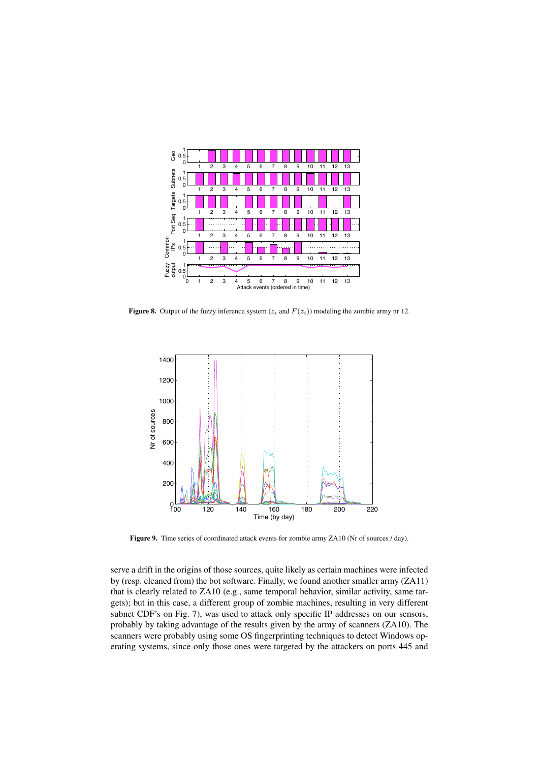**Figure 8.** Output of the fuzzy inference system ($z_i$ and $F(z_i)$) modeling the zombie army nr 12.

**Figure 9.** Time series of coordinated attack events for zombie army ZA10 (Nr of sources / day).

serve a drift in the origins of those sources, quite likely as certain machines were infected by (resp. cleaned from) the bot software. Finally, we found another smaller army (ZA11) that is clearly related to ZA10 (e.g., same temporal behavior, similar activity, same targets); but in this case, a different group of zombie machines, resulting in very different subnet CDF's on Fig. 7), was used to attack only specific IP addresses on our sensors, probably by taking advantage of the results given by the army of scanners (ZA10). The scanners were probably using some OS fingerprinting techniques to detect Windows operating systems, since only those ones were targeted by the attackers on ports 445 and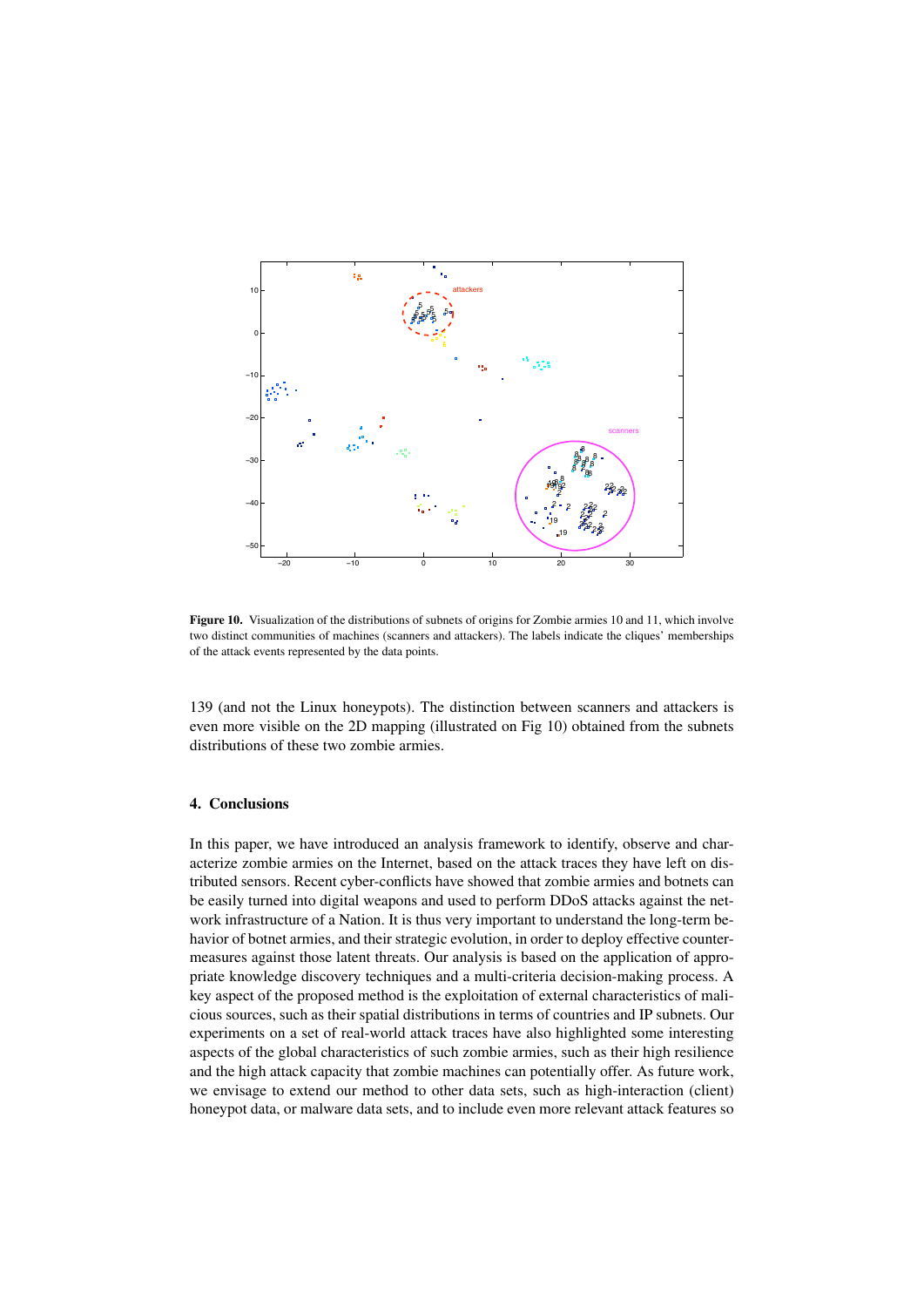**Figure 10.** Visualization of the distributions of subnets of origins for Zombie armies 10 and 11, which involve two distinct communities of machines (scanners and attackers). The labels indicate the cliques' memberships of the attack events represented by the data points.

139 (and not the Linux honeypots). The distinction between scanners and attackers is even more visible on the 2D mapping (illustrated on Fig 10) obtained from the subnets distributions of these two zombie armies.

## 4. Conclusions

In this paper, we have introduced an analysis framework to identify, observe and characterize zombie armies on the Internet, based on the attack traces they have left on distributed sensors. Recent cyber-conflicts have showed that zombie armies and botnets can be easily turned into digital weapons and used to perform DDoS attacks against the network infrastructure of a Nation. It is thus very important to understand the long-term behavior of botnet armies, and their strategic evolution, in order to deploy effective countermeasures against those latent threats. Our analysis is based on the application of appropriate knowledge discovery techniques and a multi-criteria decision-making process. A key aspect of the proposed method is the exploitation of external characteristics of malicious sources, such as their spatial distributions in terms of countries and IP subnets. Our experiments on a set of real-world attack traces have also highlighted some interesting aspects of the global characteristics of such zombie armies, such as their high resilience and the high attack capacity that zombie machines can potentially offer. As future work, we envisage to extend our method to other data sets, such as high-interaction (client) honeypot data, or malware data sets, and to include even more relevant attack features so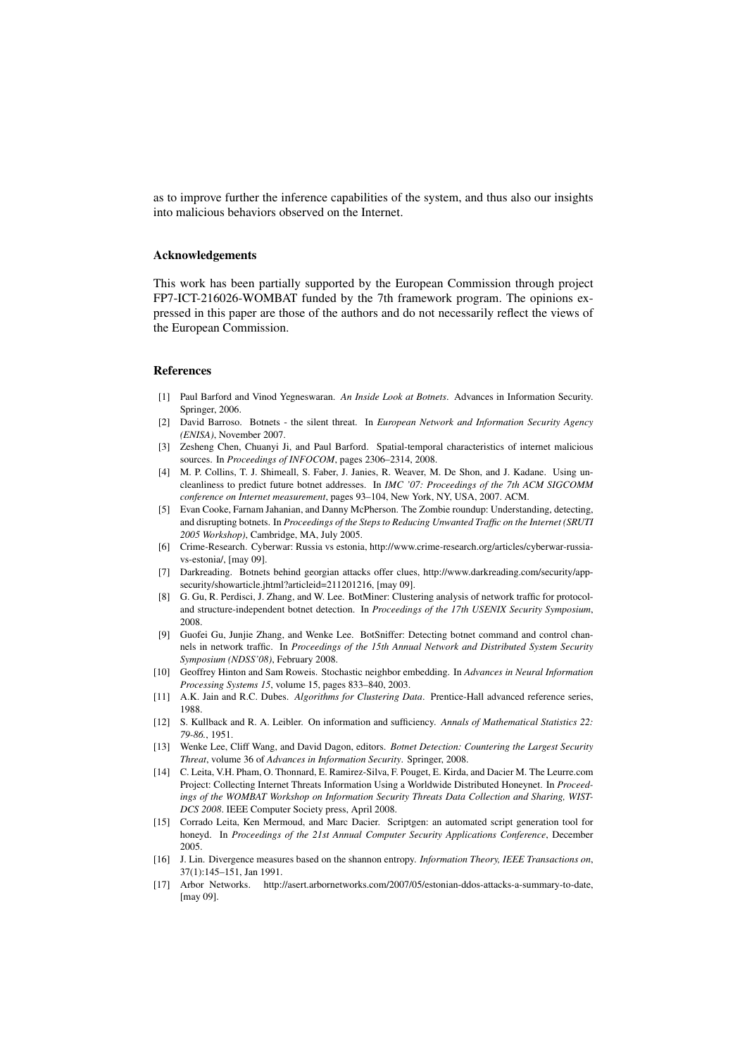as to improve further the inference capabilities of the system, and thus also our insights into malicious behaviors observed on the Internet.

### Acknowledgements

This work has been partially supported by the European Commission through project FP7-ICT-216026-WOMBAT funded by the 7th framework program. The opinions expressed in this paper are those of the authors and do not necessarily reflect the views of the European Commission.

### References

[1] Paul Barford and Vinod Yegneswaran. *An Inside Look at Botnets*. Advances in Information Security. Springer, 2006.

[2] David Barroso. Botnets - the silent threat. In *European Network and Information Security Agency (ENISA)*, November 2007.

[3] Zesheng Chen, Chuanyi Ji, and Paul Barford. Spatial-temporal characteristics of internet malicious sources. In *Proceedings of INFOCOM*, pages 2306–2314, 2008.

[4] M. P. Collins, T. J. Shimeall, S. Faber, J. Janies, R. Weaver, M. De Shon, and J. Kadane. Using uncleanliness to predict future botnet addresses. In *IMC '07: Proceedings of the 7th ACM SIGCOMM conference on Internet measurement*, pages 93–104, New York, NY, USA, 2007. ACM.

[5] Evan Cooke, Farnam Jahanian, and Danny McPherson. The Zombie roundup: Understanding, detecting, and disrupting botnets. In *Proceedings of the Steps to Reducing Unwanted Traffic on the Internet (SRUTI 2005 Workshop)*, Cambridge, MA, July 2005.

[6] Crime-Research. Cyberwar: Russia vs estonia, http://www.crime-research.org/articles/cyberwar-russia-vs-estonia/, [may 09].

[7] Darkreading. Botnets behind georgian attacks offer clues, http://www.darkreading.com/security/app-security/showarticle.jhtml?articleid=211201216, [may 09].

[8] G. Gu, R. Perdisci, J. Zhang, and W. Lee. BotMiner: Clustering analysis of network traffic for protocol- and structure-independent botnet detection. In *Proceedings of the 17th USENIX Security Symposium*, 2008.

[9] Guofei Gu, Junjie Zhang, and Wenke Lee. BotSniffer: Detecting botnet command and control channels in network traffic. In *Proceedings of the 15th Annual Network and Distributed System Security Symposium (NDSS'08)*, February 2008.

[10] Geoffrey Hinton and Sam Roweis. Stochastic neighbor embedding. In *Advances in Neural Information Processing Systems 15*, volume 15, pages 833–840, 2003.

[11] A.K. Jain and R.C. Dubes. *Algorithms for Clustering Data*. Prentice-Hall advanced reference series, 1988.

[12] S. Kullback and R. A. Leibler. On information and sufficiency. *Annals of Mathematical Statistics 22: 79-86.*, 1951.

[13] Wenke Lee, Cliff Wang, and David Dagon, editors. *Botnet Detection: Countering the Largest Security Threat*, volume 36 of *Advances in Information Security*. Springer, 2008.

[14] C. Leita, V.H. Pham, O. Thonnard, E. Ramirez-Silva, F. Pouget, E. Kirda, and Dacier M. The Leurre.com Project: Collecting Internet Threats Information Using a Worldwide Distributed Honeynet. In *Proceedings of the WOMBAT Workshop on Information Security Threats Data Collection and Sharing, WISTDCS 2008*. IEEE Computer Society press, April 2008.

[15] Corrado Leita, Ken Mermoud, and Marc Dacier. Scriptgen: an automated script generation tool for honeyd. In *Proceedings of the 21st Annual Computer Security Applications Conference*, December 2005.

[16] J. Lin. Divergence measures based on the shannon entropy. *Information Theory, IEEE Transactions on*, 37(1):145–151, Jan 1991.

[17] Arbor Networks. http://asert.arbornetworks.com/2007/05/estonian-ddos-attacks-a-summary-to-date, [may 09].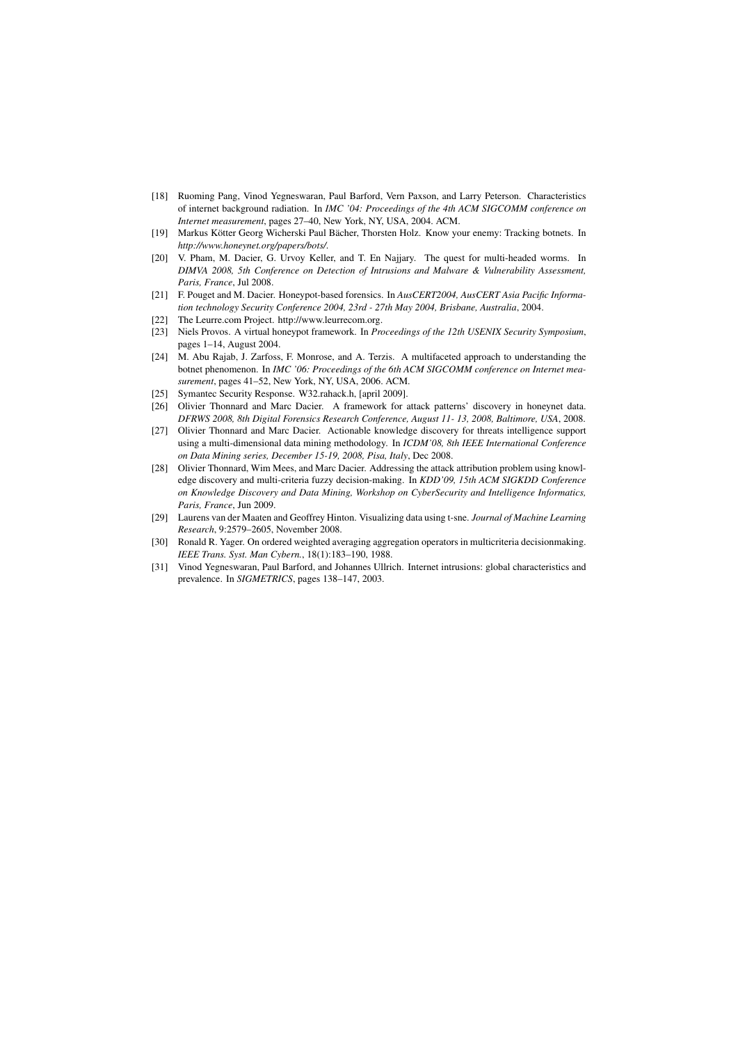[18] Ruoming Pang, Vinod Yegneswaran, Paul Barford, Vern Paxson, and Larry Peterson. Characteristics of internet background radiation. In *IMC '04: Proceedings of the 4th ACM SIGCOMM conference on Internet measurement*, pages 27–40, New York, NY, USA, 2004. ACM.

[19] Markus Kötter Georg Wicherski Paul Bächer, Thorsten Holz. Know your enemy: Tracking botnets. In *http://www.honeynet.org/papers/bots/*.

[20] V. Pham, M. Dacier, G. Urvoy Keller, and T. En Najjary. The quest for multi-headed worms. In *DIMVA 2008, 5th Conference on Detection of Intrusions and Malware & Vulnerability Assessment, Paris, France*, Jul 2008.

[21] F. Pouget and M. Dacier. Honeypot-based forensics. In *AusCERT2004, AusCERT Asia Pacific Information technology Security Conference 2004, 23rd - 27th May 2004, Brisbane, Australia*, 2004.

[22] The Leurre.com Project. http://www.leurrecom.org.

[23] Niels Provos. A virtual honeypot framework. In *Proceedings of the 12th USENIX Security Symposium*, pages 1–14, August 2004.

[24] M. Abu Rajab, J. Zarfoss, F. Monrose, and A. Terzis. A multifaceted approach to understanding the botnet phenomenon. In *IMC '06: Proceedings of the 6th ACM SIGCOMM conference on Internet measurement*, pages 41–52, New York, NY, USA, 2006. ACM.

[25] Symantec Security Response. W32.rahack.h, [april 2009].

[26] Olivier Thonnard and Marc Dacier. A framework for attack patterns' discovery in honeynet data. *DFRWS 2008, 8th Digital Forensics Research Conference, August 11- 13, 2008, Baltimore, USA*, 2008.

[27] Olivier Thonnard and Marc Dacier. Actionable knowledge discovery for threats intelligence support using a multi-dimensional data mining methodology. In *ICDM'08, 8th IEEE International Conference on Data Mining series, December 15-19, 2008, Pisa, Italy*, Dec 2008.

[28] Olivier Thonnard, Wim Mees, and Marc Dacier. Addressing the attack attribution problem using knowledge discovery and multi-criteria fuzzy decision-making. In *KDD'09, 15th ACM SIGKDD Conference on Knowledge Discovery and Data Mining, Workshop on CyberSecurity and Intelligence Informatics, Paris, France*, Jun 2009.

[29] Laurens van der Maaten and Geoffrey Hinton. Visualizing data using t-sne. *Journal of Machine Learning Research*, 9:2579–2605, November 2008.

[30] Ronald R. Yager. On ordered weighted averaging aggregation operators in multicriteria decisionmaking. *IEEE Trans. Syst. Man Cybern.*, 18(1):183–190, 1988.

[31] Vinod Yegneswaran, Paul Barford, and Johannes Ullrich. Internet intrusions: global characteristics and prevalence. In *SIGMETRICS*, pages 138–147, 2003.